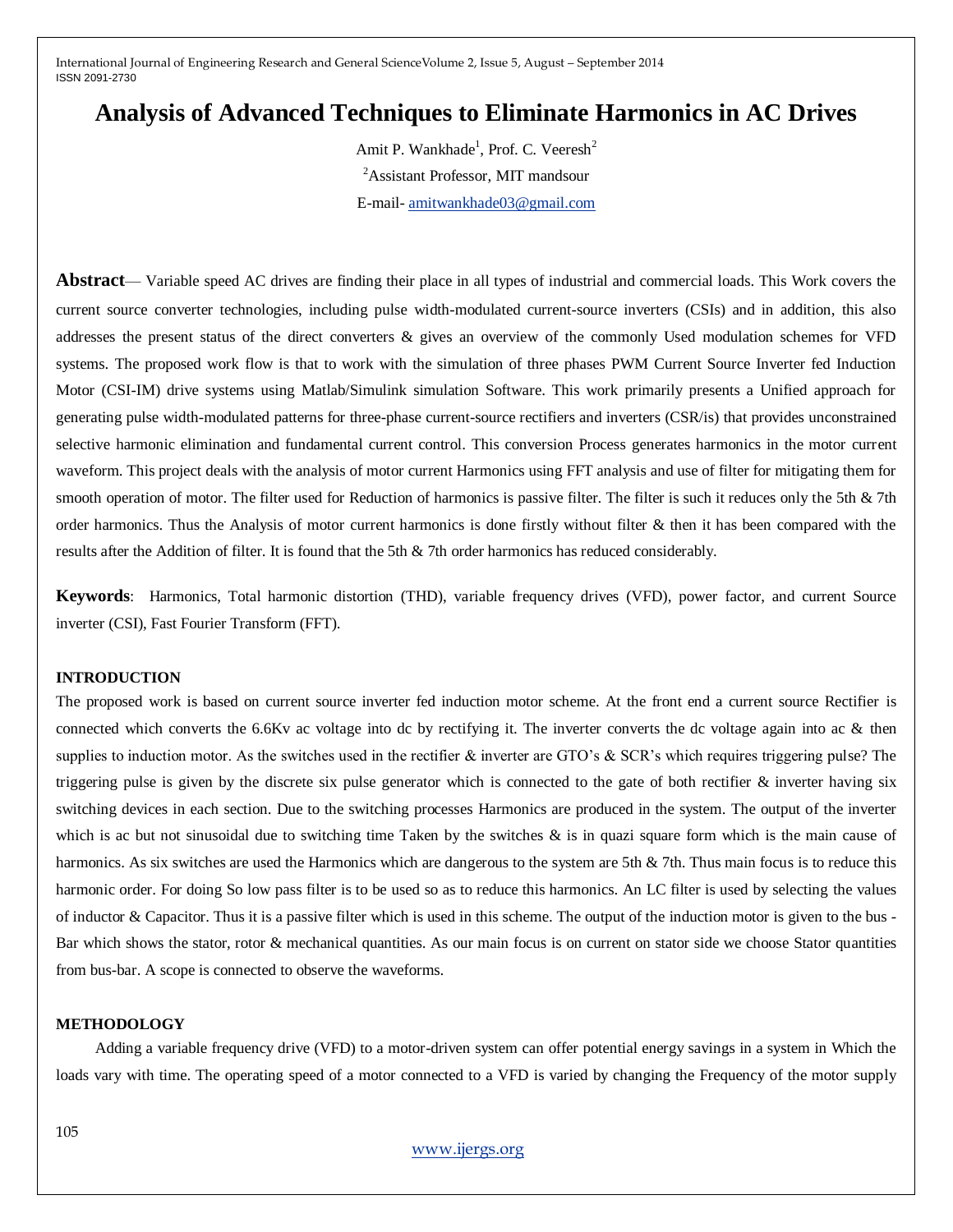# Analysis of Advanced Techniques to Eliminate Harmonics in AC Drives

Amit P. Wankhade[1], Prof. C. Veeresh[2]

[2]Assistant Professor, MIT mandsour

E-mail- amitwankhade03@gmail.com

**Abstract**— Variable speed AC drives are finding their place in all types of industrial and commercial loads. This Work covers the current source converter technologies, including pulse width-modulated current-source inverters (CSIs) and in addition, this also addresses the present status of the direct converters & gives an overview of the commonly Used modulation schemes for VFD systems. The proposed work flow is that to work with the simulation of three phases PWM Current Source Inverter fed Induction Motor (CSI-IM) drive systems using Matlab/Simulink simulation Software. This work primarily presents a Unified approach for generating pulse width-modulated patterns for three-phase current-source rectifiers and inverters (CSR/is) that provides unconstrained selective harmonic elimination and fundamental current control. This conversion Process generates harmonics in the motor current waveform. This project deals with the analysis of motor current Harmonics using FFT analysis and use of filter for mitigating them for smooth operation of motor. The filter used for Reduction of harmonics is passive filter. The filter is such it reduces only the 5th & 7th order harmonics. Thus the Analysis of motor current harmonics is done firstly without filter & then it has been compared with the results after the Addition of filter. It is found that the 5th & 7th order harmonics has reduced considerably.

**Keywords**: Harmonics, Total harmonic distortion (THD), variable frequency drives (VFD), power factor, and current Source inverter (CSI), Fast Fourier Transform (FFT).

## INTRODUCTION

The proposed work is based on current source inverter fed induction motor scheme. At the front end a current source Rectifier is connected which converts the 6.6Kv ac voltage into dc by rectifying it. The inverter converts the dc voltage again into ac & then supplies to induction motor. As the switches used in the rectifier & inverter are GTO's & SCR's which requires triggering pulse? The triggering pulse is given by the discrete six pulse generator which is connected to the gate of both rectifier & inverter having six switching devices in each section. Due to the switching processes Harmonics are produced in the system. The output of the inverter which is ac but not sinusoidal due to switching time Taken by the switches & is in quazi square form which is the main cause of harmonics. As six switches are used the Harmonics which are dangerous to the system are 5th & 7th. Thus main focus is to reduce this harmonic order. For doing So low pass filter is to be used so as to reduce this harmonics. An LC filter is used by selecting the values of inductor & Capacitor. Thus it is a passive filter which is used in this scheme. The output of the induction motor is given to the bus - Bar which shows the stator, rotor & mechanical quantities. As our main focus is on current on stator side we choose Stator quantities from bus-bar. A scope is connected to observe the waveforms.

## METHODOLOGY

Adding a variable frequency drive (VFD) to a motor-driven system can offer potential energy savings in a system in Which the loads vary with time. The operating speed of a motor connected to a VFD is varied by changing the Frequency of the motor supply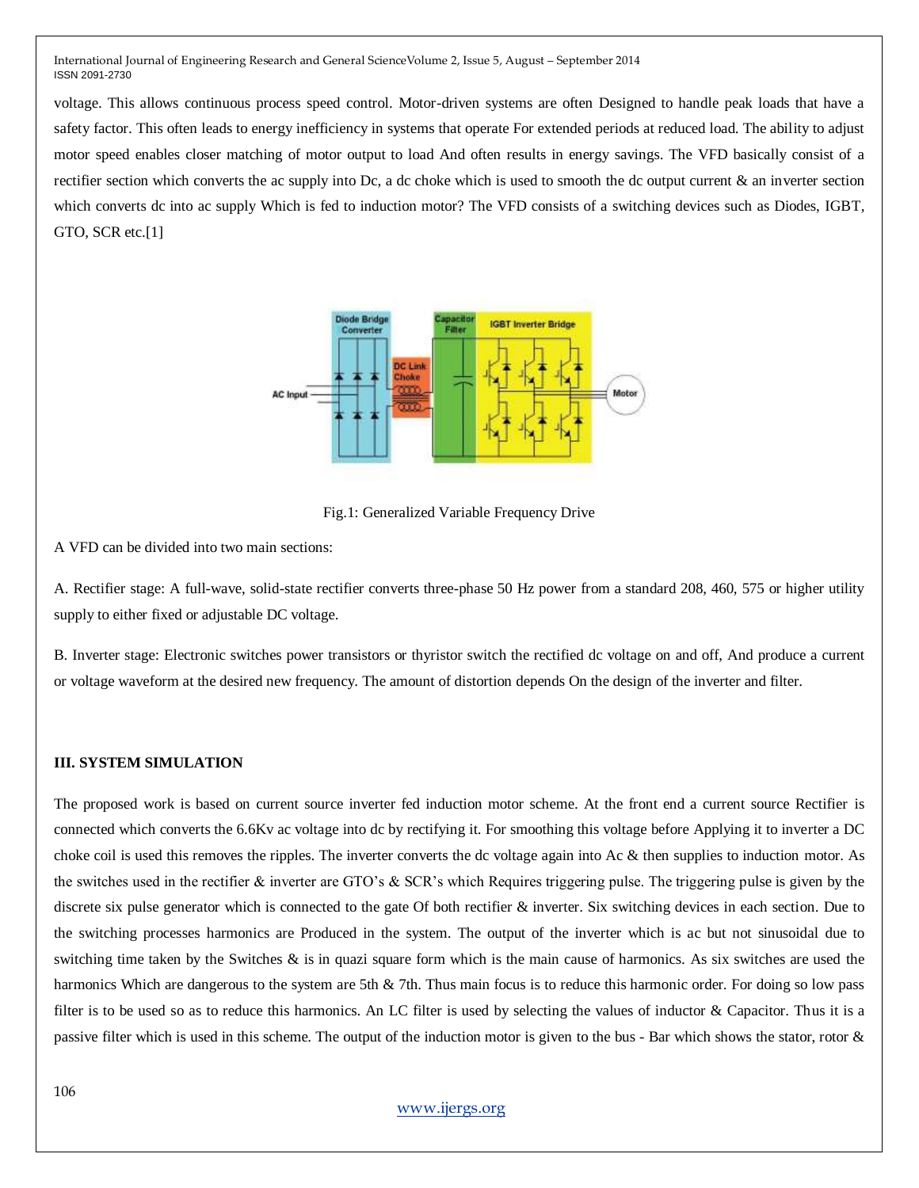voltage. This allows continuous process speed control. Motor-driven systems are often Designed to handle peak loads that have a safety factor. This often leads to energy inefficiency in systems that operate For extended periods at reduced load. The ability to adjust motor speed enables closer matching of motor output to load And often results in energy savings. The VFD basically consist of a rectifier section which converts the ac supply into Dc, a dc choke which is used to smooth the dc output current & an inverter section which converts dc into ac supply Which is fed to induction motor? The VFD consists of a switching devices such as Diodes, IGBT, GTO, SCR etc.[1]

Fig.1: Generalized Variable Frequency Drive

A VFD can be divided into two main sections:

A. Rectifier stage: A full-wave, solid-state rectifier converts three-phase 50 Hz power from a standard 208, 460, 575 or higher utility supply to either fixed or adjustable DC voltage.

B. Inverter stage: Electronic switches power transistors or thyristor switch the rectified dc voltage on and off, And produce a current or voltage waveform at the desired new frequency. The amount of distortion depends On the design of the inverter and filter.

### III. SYSTEM SIMULATION

The proposed work is based on current source inverter fed induction motor scheme. At the front end a current source Rectifier is connected which converts the 6.6Kv ac voltage into dc by rectifying it. For smoothing this voltage before Applying it to inverter a DC choke coil is used this removes the ripples. The inverter converts the dc voltage again into Ac & then supplies to induction motor. As the switches used in the rectifier & inverter are GTO's & SCR's which Requires triggering pulse. The triggering pulse is given by the discrete six pulse generator which is connected to the gate Of both rectifier & inverter. Six switching devices in each section. Due to the switching processes harmonics are Produced in the system. The output of the inverter which is ac but not sinusoidal due to switching time taken by the Switches & is in quazi square form which is the main cause of harmonics. As six switches are used the harmonics Which are dangerous to the system are 5th & 7th. Thus main focus is to reduce this harmonic order. For doing so low pass filter is to be used so as to reduce this harmonics. An LC filter is used by selecting the values of inductor & Capacitor. Thus it is a passive filter which is used in this scheme. The output of the induction motor is given to the bus - Bar which shows the stator, rotor &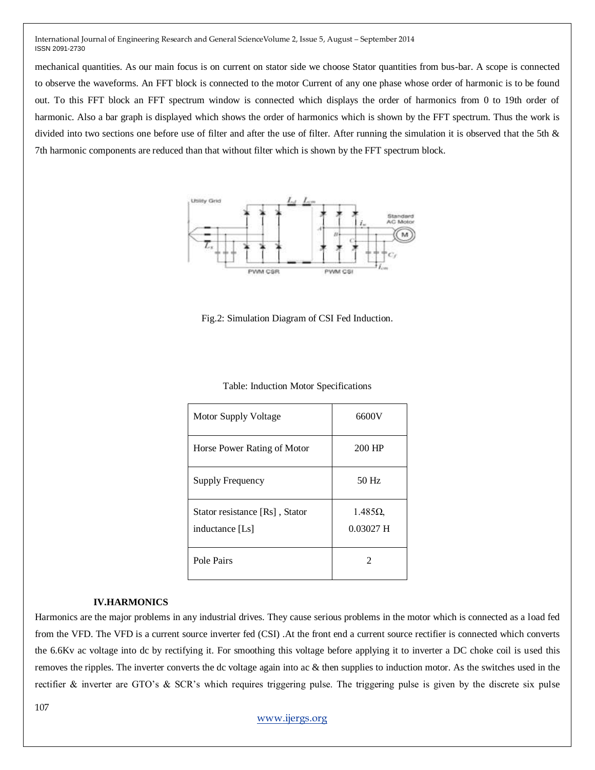mechanical quantities. As our main focus is on current on stator side we choose Stator quantities from bus-bar. A scope is connected to observe the waveforms. An FFT block is connected to the motor Current of any one phase whose order of harmonic is to be found out. To this FFT block an FFT spectrum window is connected which displays the order of harmonics from 0 to 19th order of harmonic. Also a bar graph is displayed which shows the order of harmonics which is shown by the FFT spectrum. Thus the work is divided into two sections one before use of filter and after the use of filter. After running the simulation it is observed that the 5th & 7th harmonic components are reduced than that without filter which is shown by the FFT spectrum block.

Fig.2: Simulation Diagram of CSI Fed Induction.

Table: Induction Motor Specifications

| Motor Supply Voltage | 6600V |
|---|---|
| Horse Power Rating of Motor | 200 HP |
| Supply Frequency | 50 Hz |
| Stator resistance [Rs] , Stator inductance [Ls] | 1.485Ω, 0.03027 H |
| Pole Pairs | 2 |

### IV.HARMONICS

Harmonics are the major problems in any industrial drives. They cause serious problems in the motor which is connected as a load fed from the VFD. The VFD is a current source inverter fed (CSI) .At the front end a current source rectifier is connected which converts the 6.6Kv ac voltage into dc by rectifying it. For smoothing this voltage before applying it to inverter a DC choke coil is used this removes the ripples. The inverter converts the dc voltage again into ac & then supplies to induction motor. As the switches used in the rectifier & inverter are GTO's & SCR's which requires triggering pulse. The triggering pulse is given by the discrete six pulse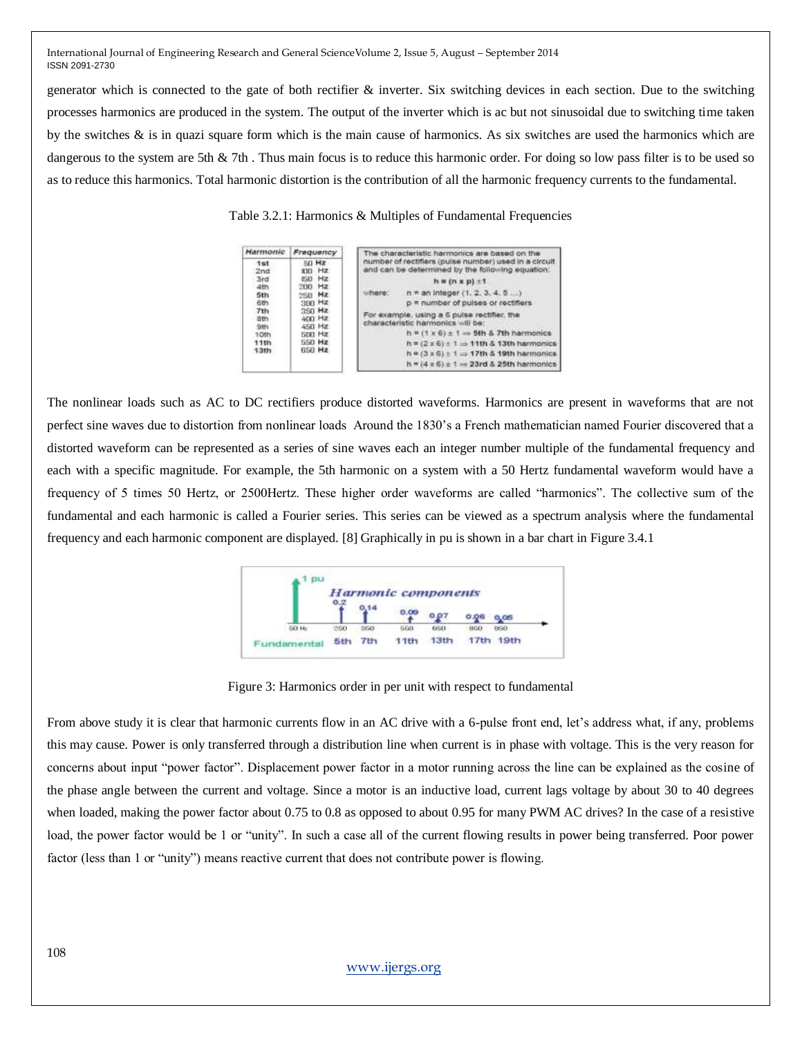generator which is connected to the gate of both rectifier & inverter. Six switching devices in each section. Due to the switching processes harmonics are produced in the system. The output of the inverter which is ac but not sinusoidal due to switching time taken by the switches & is in quazi square form which is the main cause of harmonics. As six switches are used the harmonics which are dangerous to the system are 5th & 7th . Thus main focus is to reduce this harmonic order. For doing so low pass filter is to be used so as to reduce this harmonics. Total harmonic distortion is the contribution of all the harmonic frequency currents to the fundamental.

Table 3.2.1: Harmonics & Multiples of Fundamental Frequencies

| Harmonic | Frequency |
|---|---|
| 1st | 50 Hz |
| 2nd | 100 Hz |
| 3rd | 150 Hz |
| 4th | 200 Hz |
| **5th** | 250 Hz |
| 6th | 300 Hz |
| **7th** | 350 Hz |
| 8th | 400 Hz |
| 9th | 450 Hz |
| 10th | 500 Hz |
| **11th** | 550 Hz |
| **13th** | 650 Hz |

The characteristic harmonics are based on the number of rectifiers (pulse number) used in a circuit and can be determined by the following equation:

$$h = (n \times p) \pm 1$$

where: n = an integer (1, 2, 3, 4, 5 ...)
p = number of pulses or rectifiers

For example, using a 6 pulse rectifier, the characteristic harmonics will be:

$h = (1 \times 6) \pm 1 \Rightarrow$ **5th & 7th harmonics**
$h = (2 \times 6) \pm 1 \Rightarrow$ **11th & 13th harmonics**
$h = (3 \times 6) \pm 1 \Rightarrow$ **17th & 19th harmonics**
$h = (4 \times 6) \pm 1 \Rightarrow$ **23rd & 25th harmonics**

The nonlinear loads such as AC to DC rectifiers produce distorted waveforms. Harmonics are present in waveforms that are not perfect sine waves due to distortion from nonlinear loads Around the 1830's a French mathematician named Fourier discovered that a distorted waveform can be represented as a series of sine waves each an integer number multiple of the fundamental frequency and each with a specific magnitude. For example, the 5th harmonic on a system with a 50 Hertz fundamental waveform would have a frequency of 5 times 50 Hertz, or 2500Hertz. These higher order waveforms are called "harmonics". The collective sum of the fundamental and each harmonic is called a Fourier series. This series can be viewed as a spectrum analysis where the fundamental frequency and each harmonic component are displayed. [8] Graphically in pu is shown in a bar chart in Figure 3.4.1

Figure 3: Harmonics order in per unit with respect to fundamental

From above study it is clear that harmonic currents flow in an AC drive with a 6-pulse front end, let's address what, if any, problems this may cause. Power is only transferred through a distribution line when current is in phase with voltage. This is the very reason for concerns about input "power factor". Displacement power factor in a motor running across the line can be explained as the cosine of the phase angle between the current and voltage. Since a motor is an inductive load, current lags voltage by about 30 to 40 degrees when loaded, making the power factor about 0.75 to 0.8 as opposed to about 0.95 for many PWM AC drives? In the case of a resistive load, the power factor would be 1 or "unity". In such a case all of the current flowing results in power being transferred. Poor power factor (less than 1 or "unity") means reactive current that does not contribute power is flowing.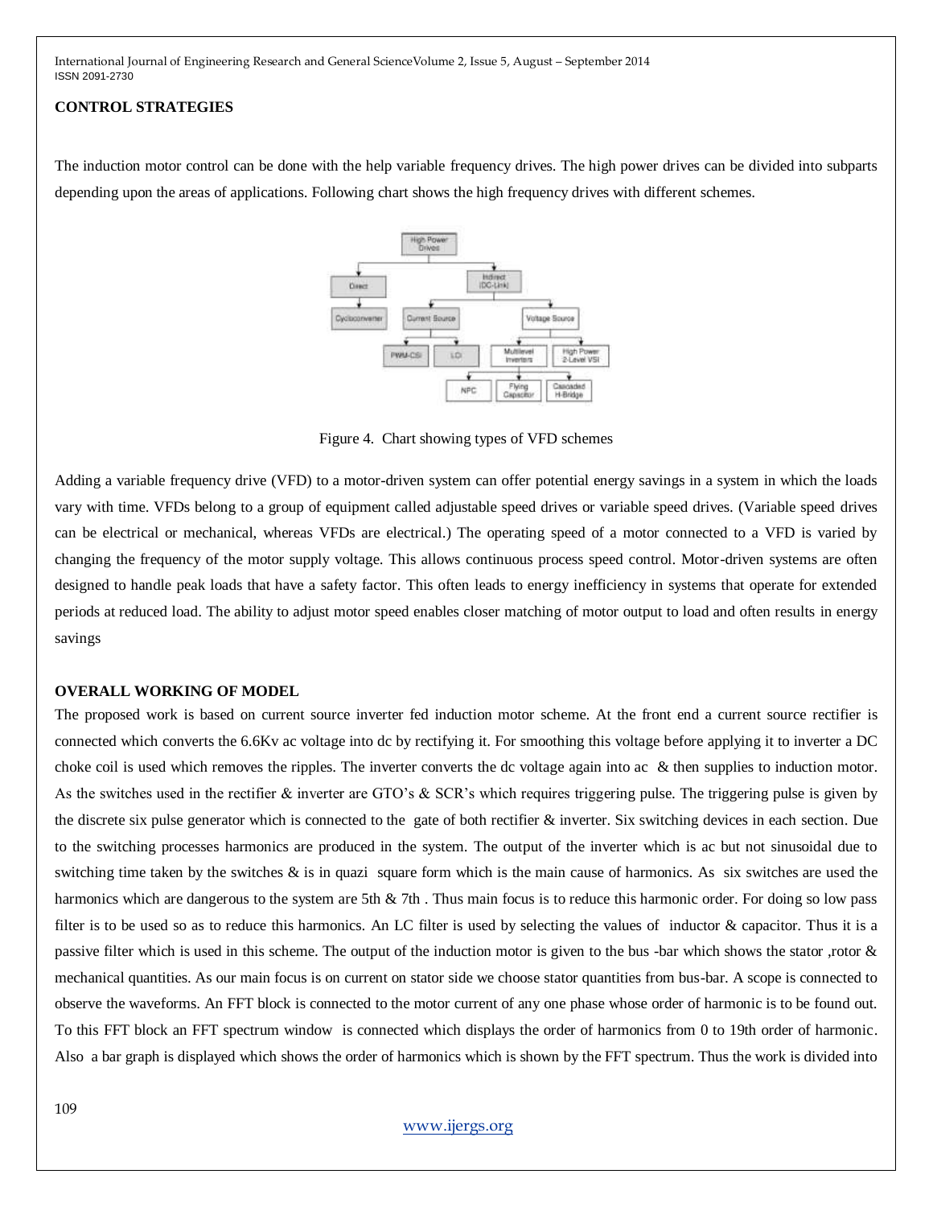## CONTROL STRATEGIES

The induction motor control can be done with the help variable frequency drives. The high power drives can be divided into subparts depending upon the areas of applications. Following chart shows the high frequency drives with different schemes.

Figure 4. Chart showing types of VFD schemes

Adding a variable frequency drive (VFD) to a motor-driven system can offer potential energy savings in a system in which the loads vary with time. VFDs belong to a group of equipment called adjustable speed drives or variable speed drives. (Variable speed drives can be electrical or mechanical, whereas VFDs are electrical.) The operating speed of a motor connected to a VFD is varied by changing the frequency of the motor supply voltage. This allows continuous process speed control. Motor-driven systems are often designed to handle peak loads that have a safety factor. This often leads to energy inefficiency in systems that operate for extended periods at reduced load. The ability to adjust motor speed enables closer matching of motor output to load and often results in energy savings

## OVERALL WORKING OF MODEL

The proposed work is based on current source inverter fed induction motor scheme. At the front end a current source rectifier is connected which converts the 6.6Kv ac voltage into dc by rectifying it. For smoothing this voltage before applying it to inverter a DC choke coil is used which removes the ripples. The inverter converts the dc voltage again into ac & then supplies to induction motor. As the switches used in the rectifier & inverter are GTO's & SCR's which requires triggering pulse. The triggering pulse is given by the discrete six pulse generator which is connected to the gate of both rectifier & inverter. Six switching devices in each section. Due to the switching processes harmonics are produced in the system. The output of the inverter which is ac but not sinusoidal due to switching time taken by the switches & is in quazi square form which is the main cause of harmonics. As six switches are used the harmonics which are dangerous to the system are 5th & 7th . Thus main focus is to reduce this harmonic order. For doing so low pass filter is to be used so as to reduce this harmonics. An LC filter is used by selecting the values of inductor & capacitor. Thus it is a passive filter which is used in this scheme. The output of the induction motor is given to the bus -bar which shows the stator ,rotor & mechanical quantities. As our main focus is on current on stator side we choose stator quantities from bus-bar. A scope is connected to observe the waveforms. An FFT block is connected to the motor current of any one phase whose order of harmonic is to be found out. To this FFT block an FFT spectrum window is connected which displays the order of harmonics from 0 to 19th order of harmonic. Also a bar graph is displayed which shows the order of harmonics which is shown by the FFT spectrum. Thus the work is divided into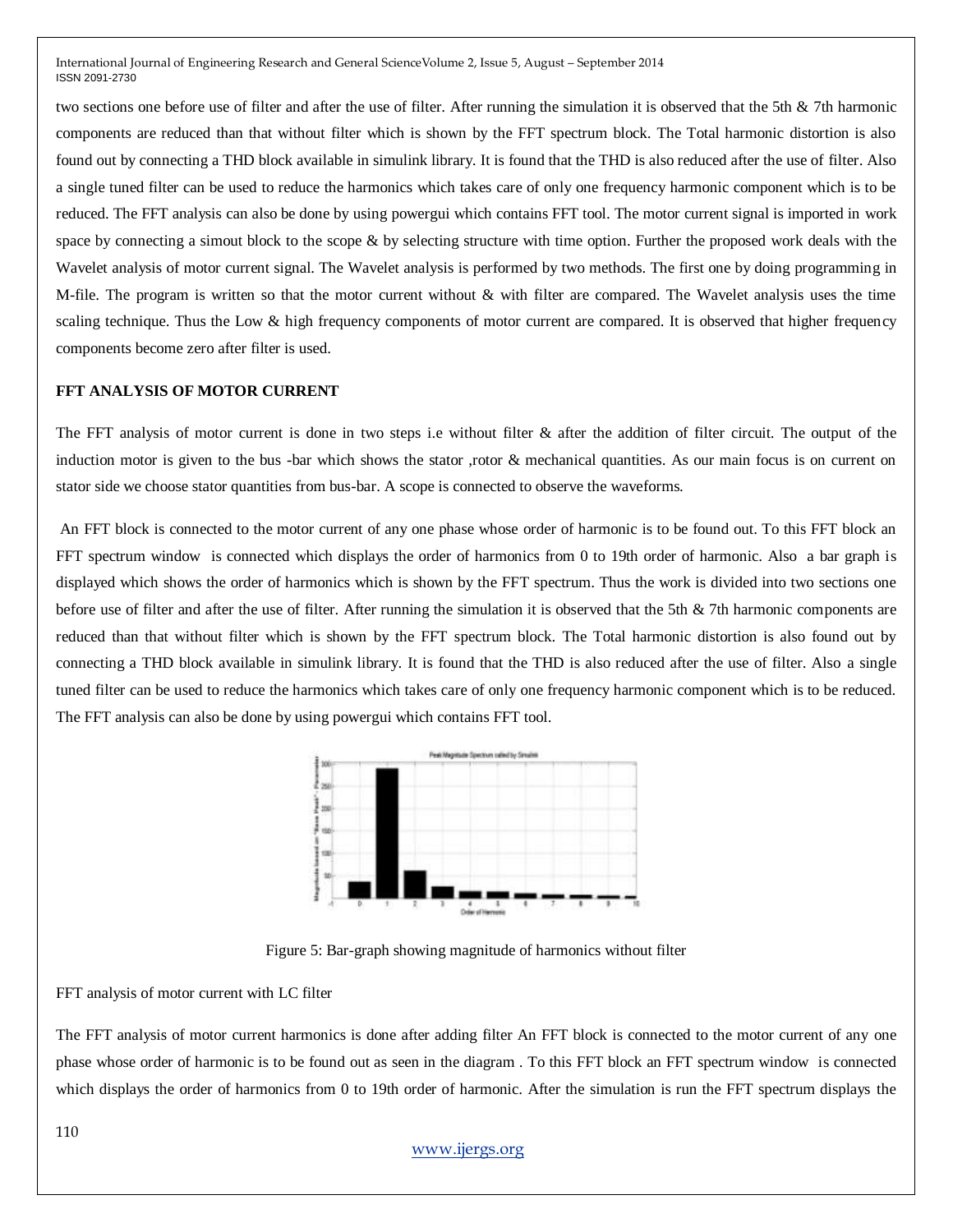two sections one before use of filter and after the use of filter. After running the simulation it is observed that the 5th & 7th harmonic components are reduced than that without filter which is shown by the FFT spectrum block. The Total harmonic distortion is also found out by connecting a THD block available in simulink library. It is found that the THD is also reduced after the use of filter. Also a single tuned filter can be used to reduce the harmonics which takes care of only one frequency harmonic component which is to be reduced. The FFT analysis can also be done by using powergui which contains FFT tool. The motor current signal is imported in work space by connecting a simout block to the scope & by selecting structure with time option. Further the proposed work deals with the Wavelet analysis of motor current signal. The Wavelet analysis is performed by two methods. The first one by doing programming in M-file. The program is written so that the motor current without & with filter are compared. The Wavelet analysis uses the time scaling technique. Thus the Low & high frequency components of motor current are compared. It is observed that higher frequency components become zero after filter is used.

**FFT ANALYSIS OF MOTOR CURRENT**

The FFT analysis of motor current is done in two steps i.e without filter & after the addition of filter circuit. The output of the induction motor is given to the bus -bar which shows the stator ,rotor & mechanical quantities. As our main focus is on current on stator side we choose stator quantities from bus-bar. A scope is connected to observe the waveforms.

An FFT block is connected to the motor current of any one phase whose order of harmonic is to be found out. To this FFT block an FFT spectrum window is connected which displays the order of harmonics from 0 to 19th order of harmonic. Also a bar graph is displayed which shows the order of harmonics which is shown by the FFT spectrum. Thus the work is divided into two sections one before use of filter and after the use of filter. After running the simulation it is observed that the 5th & 7th harmonic components are reduced than that without filter which is shown by the FFT spectrum block. The Total harmonic distortion is also found out by connecting a THD block available in simulink library. It is found that the THD is also reduced after the use of filter. Also a single tuned filter can be used to reduce the harmonics which takes care of only one frequency harmonic component which is to be reduced. The FFT analysis can also be done by using powergui which contains FFT tool.

Figure 5: Bar-graph showing magnitude of harmonics without filter

FFT analysis of motor current with LC filter

The FFT analysis of motor current harmonics is done after adding filter An FFT block is connected to the motor current of any one phase whose order of harmonic is to be found out as seen in the diagram . To this FFT block an FFT spectrum window is connected which displays the order of harmonics from 0 to 19th order of harmonic. After the simulation is run the FFT spectrum displays the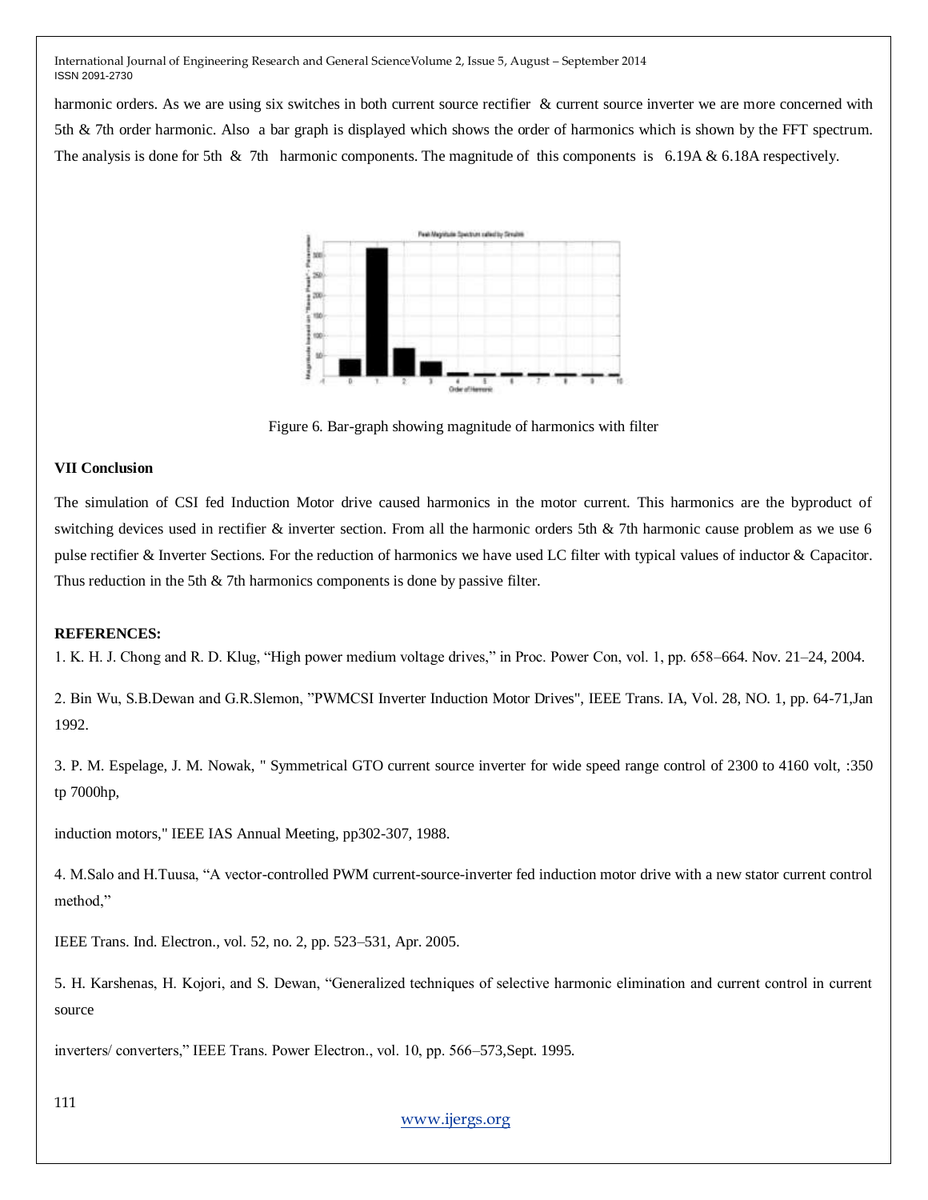harmonic orders. As we are using six switches in both current source rectifier & current source inverter we are more concerned with 5th & 7th order harmonic. Also a bar graph is displayed which shows the order of harmonics which is shown by the FFT spectrum. The analysis is done for 5th & 7th harmonic components. The magnitude of this components is 6.19A & 6.18A respectively.

Figure 6. Bar-graph showing magnitude of harmonics with filter

**VII Conclusion**

The simulation of CSI fed Induction Motor drive caused harmonics in the motor current. This harmonics are the byproduct of switching devices used in rectifier & inverter section. From all the harmonic orders 5th & 7th harmonic cause problem as we use 6 pulse rectifier & Inverter Sections. For the reduction of harmonics we have used LC filter with typical values of inductor & Capacitor. Thus reduction in the 5th & 7th harmonics components is done by passive filter.

**REFERENCES:**

1. K. H. J. Chong and R. D. Klug, "High power medium voltage drives," in Proc. Power Con, vol. 1, pp. 658–664. Nov. 21–24, 2004.

2. Bin Wu, S.B.Dewan and G.R.Slemon, "PWMCSI Inverter Induction Motor Drives", IEEE Trans. IA, Vol. 28, NO. 1, pp. 64-71,Jan 1992.

3. P. M. Espelage, J. M. Nowak, " Symmetrical GTO current source inverter for wide speed range control of 2300 to 4160 volt, :350 tp 7000hp,

induction motors," IEEE IAS Annual Meeting, pp302-307, 1988.

4. M.Salo and H.Tuusa, "A vector-controlled PWM current-source-inverter fed induction motor drive with a new stator current control method,"

IEEE Trans. Ind. Electron., vol. 52, no. 2, pp. 523–531, Apr. 2005.

5. H. Karshenas, H. Kojori, and S. Dewan, "Generalized techniques of selective harmonic elimination and current control in current source

inverters/ converters," IEEE Trans. Power Electron., vol. 10, pp. 566–573,Sept. 1995.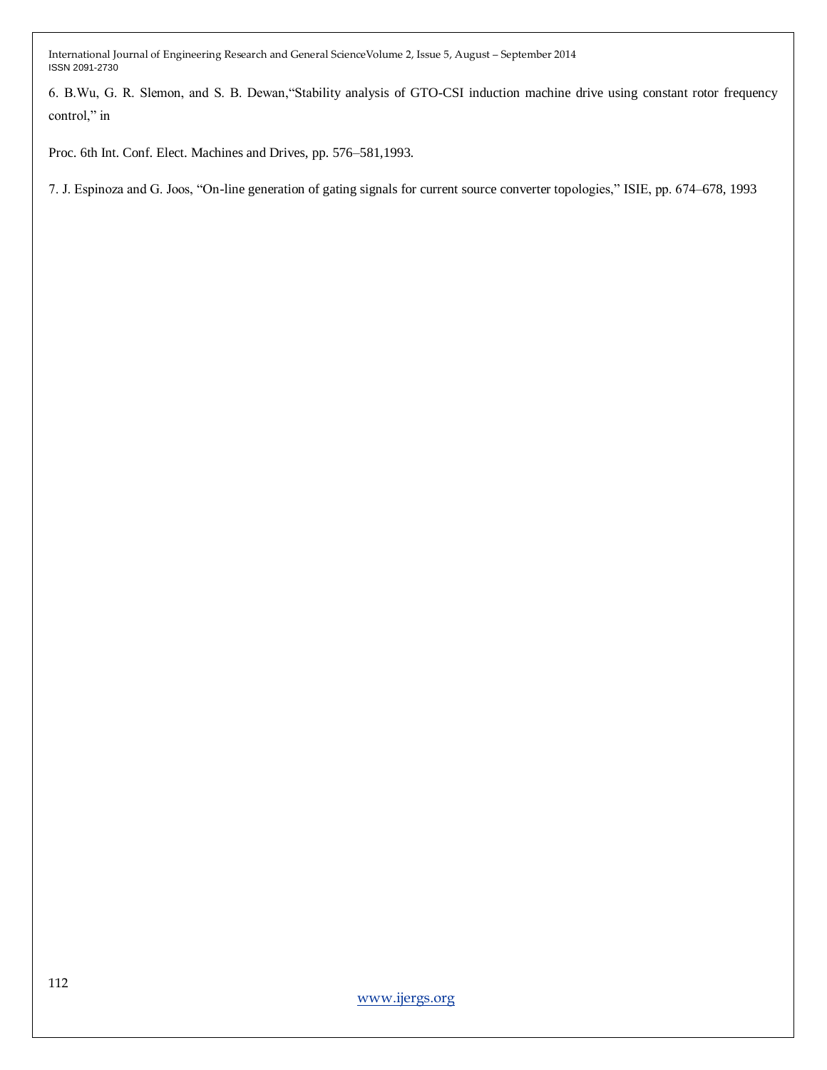6. B.Wu, G. R. Slemon, and S. B. Dewan,“Stability analysis of GTO-CSI induction machine drive using constant rotor frequency control,” in

Proc. 6th Int. Conf. Elect. Machines and Drives, pp. 576–581,1993.

7. J. Espinoza and G. Joos, “On-line generation of gating signals for current source converter topologies,” ISIE, pp. 674–678, 1993